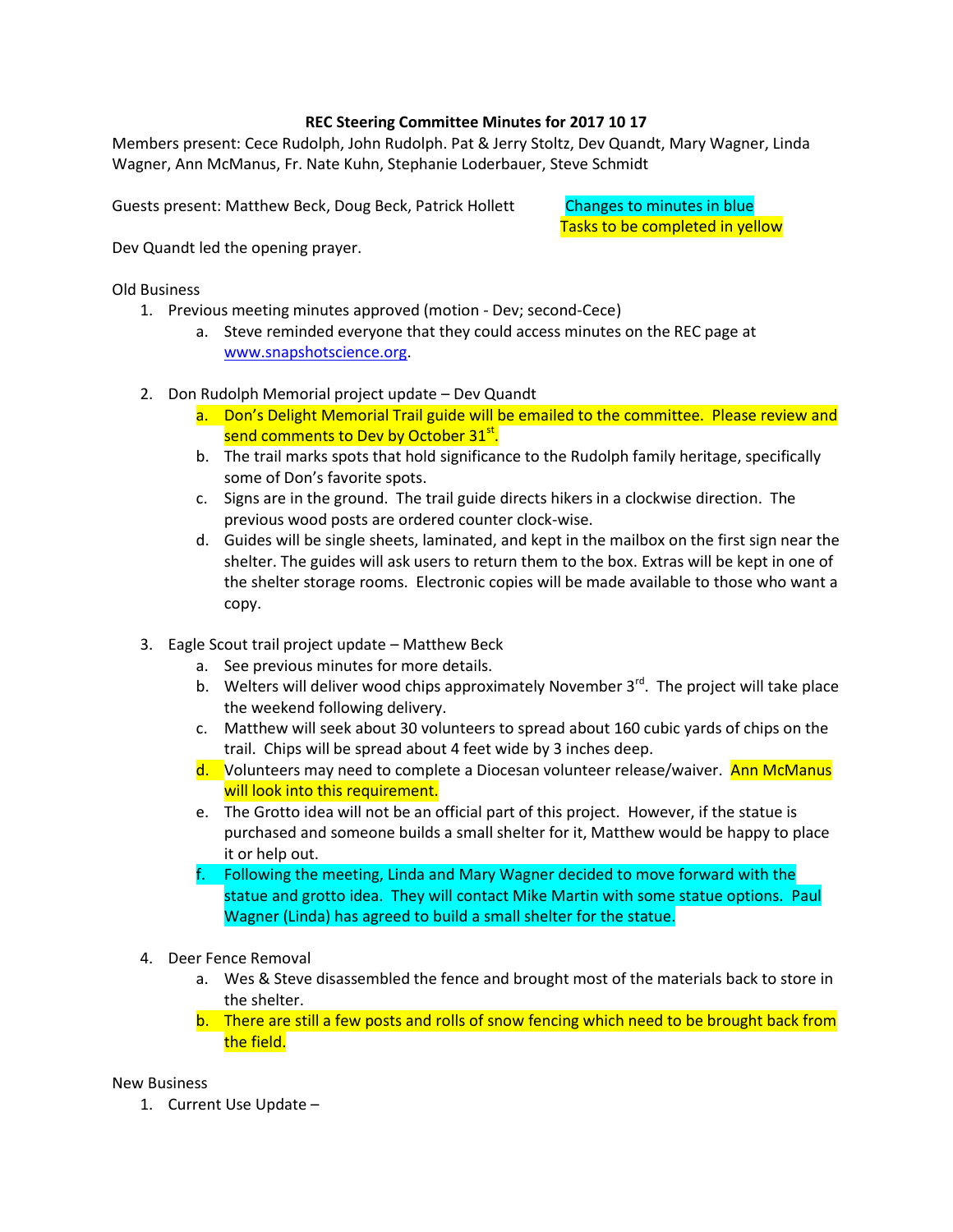**REC Steering Committee Minutes for 2017 10 17**

Members present: Cece Rudolph, John Rudolph. Pat & Jerry Stoltz, Dev Quandt, Mary Wagner, Linda Wagner, Ann McManus, Fr. Nate Kuhn, Stephanie Loderbauer, Steve Schmidt

Guests present: Matthew Beck, Doug Beck, Patrick Hollett

Changes to minutes in blue
Tasks to be completed in yellow

Dev Quandt led the opening prayer.

Old Business

1. Previous meeting minutes approved (motion - Dev; second-Cece)
   a. Steve reminded everyone that they could access minutes on the REC page at www.snapshotscience.org.

2. Don Rudolph Memorial project update – Dev Quandt
   a. Don's Delight Memorial Trail guide will be emailed to the committee. Please review and send comments to Dev by October 31st.
   b. The trail marks spots that hold significance to the Rudolph family heritage, specifically some of Don's favorite spots.
   c. Signs are in the ground. The trail guide directs hikers in a clockwise direction. The previous wood posts are ordered counter clock-wise.
   d. Guides will be single sheets, laminated, and kept in the mailbox on the first sign near the shelter. The guides will ask users to return them to the box. Extras will be kept in one of the shelter storage rooms. Electronic copies will be made available to those who want a copy.

3. Eagle Scout trail project update – Matthew Beck
   a. See previous minutes for more details.
   b. Welters will deliver wood chips approximately November 3rd. The project will take place the weekend following delivery.
   c. Matthew will seek about 30 volunteers to spread about 160 cubic yards of chips on the trail. Chips will be spread about 4 feet wide by 3 inches deep.
   d. Volunteers may need to complete a Diocesan volunteer release/waiver. Ann McManus will look into this requirement.
   e. The Grotto idea will not be an official part of this project. However, if the statue is purchased and someone builds a small shelter for it, Matthew would be happy to place it or help out.
   f. Following the meeting, Linda and Mary Wagner decided to move forward with the statue and grotto idea. They will contact Mike Martin with some statue options. Paul Wagner (Linda) has agreed to build a small shelter for the statue.

4. Deer Fence Removal
   a. Wes & Steve disassembled the fence and brought most of the materials back to store in the shelter.
   b. There are still a few posts and rolls of snow fencing which need to be brought back from the field.

New Business

1. Current Use Update –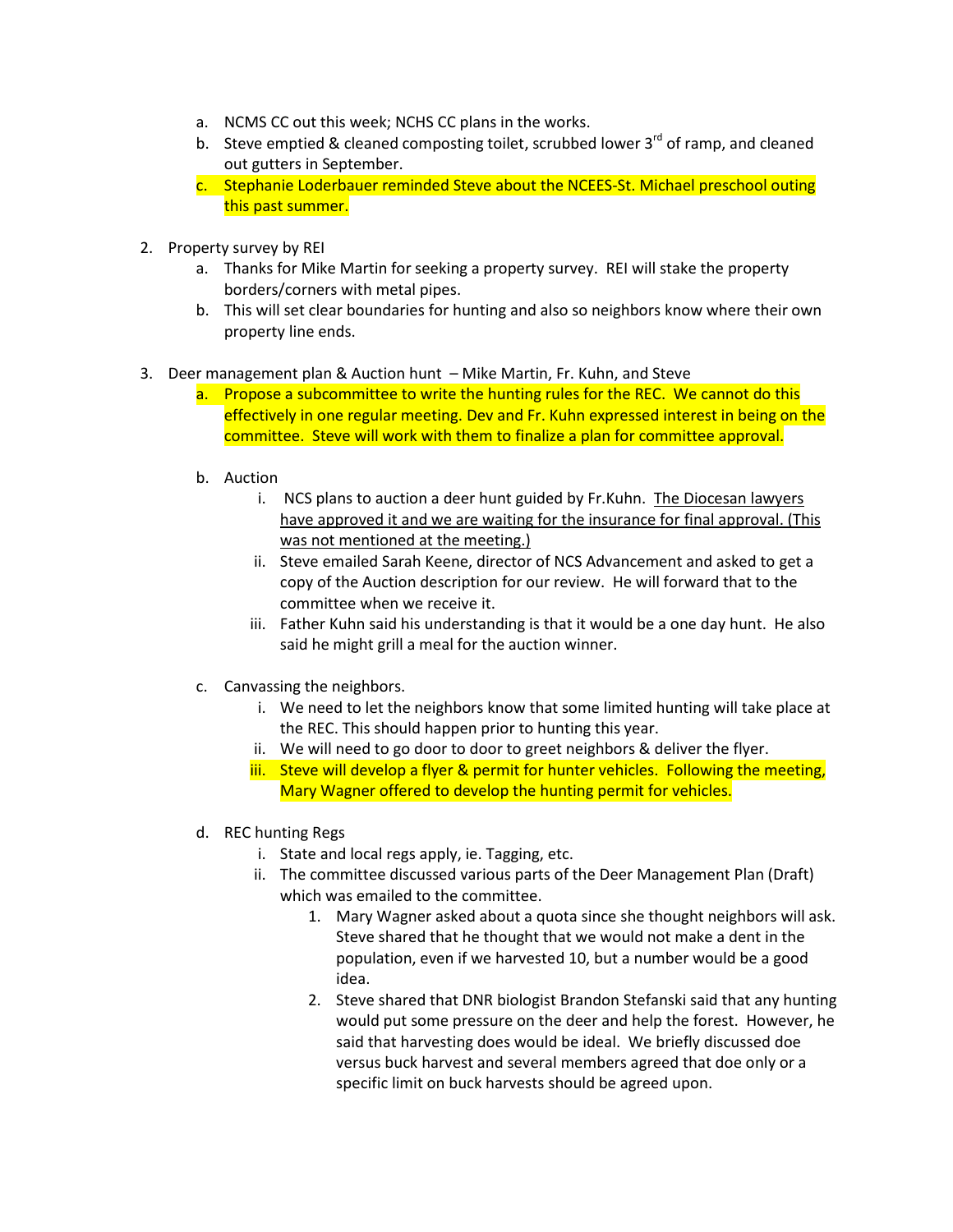a. NCMS CC out this week; NCHS CC plans in the works.
b. Steve emptied & cleaned composting toilet, scrubbed lower 3rd of ramp, and cleaned out gutters in September.
c. Stephanie Loderbauer reminded Steve about the NCEES-St. Michael preschool outing this past summer.

2. Property survey by REI
   a. Thanks for Mike Martin for seeking a property survey. REI will stake the property borders/corners with metal pipes.
   b. This will set clear boundaries for hunting and also so neighbors know where their own property line ends.

3. Deer management plan & Auction hunt – Mike Martin, Fr. Kuhn, and Steve
   a. Propose a subcommittee to write the hunting rules for the REC. We cannot do this effectively in one regular meeting. Dev and Fr. Kuhn expressed interest in being on the committee. Steve will work with them to finalize a plan for committee approval.

   b. Auction
      i. NCS plans to auction a deer hunt guided by Fr.Kuhn. The Diocesan lawyers have approved it and we are waiting for the insurance for final approval. (This was not mentioned at the meeting.)
      ii. Steve emailed Sarah Keene, director of NCS Advancement and asked to get a copy of the Auction description for our review. He will forward that to the committee when we receive it.
      iii. Father Kuhn said his understanding is that it would be a one day hunt. He also said he might grill a meal for the auction winner.

   c. Canvassing the neighbors.
      i. We need to let the neighbors know that some limited hunting will take place at the REC. This should happen prior to hunting this year.
      ii. We will need to go door to door to greet neighbors & deliver the flyer.
      iii. Steve will develop a flyer & permit for hunter vehicles. Following the meeting, Mary Wagner offered to develop the hunting permit for vehicles.

   d. REC hunting Regs
      i. State and local regs apply, ie. Tagging, etc.
      ii. The committee discussed various parts of the Deer Management Plan (Draft) which was emailed to the committee.
         1. Mary Wagner asked about a quota since she thought neighbors will ask. Steve shared that he thought that we would not make a dent in the population, even if we harvested 10, but a number would be a good idea.
         2. Steve shared that DNR biologist Brandon Stefanski said that any hunting would put some pressure on the deer and help the forest. However, he said that harvesting does would be ideal. We briefly discussed doe versus buck harvest and several members agreed that doe only or a specific limit on buck harvests should be agreed upon.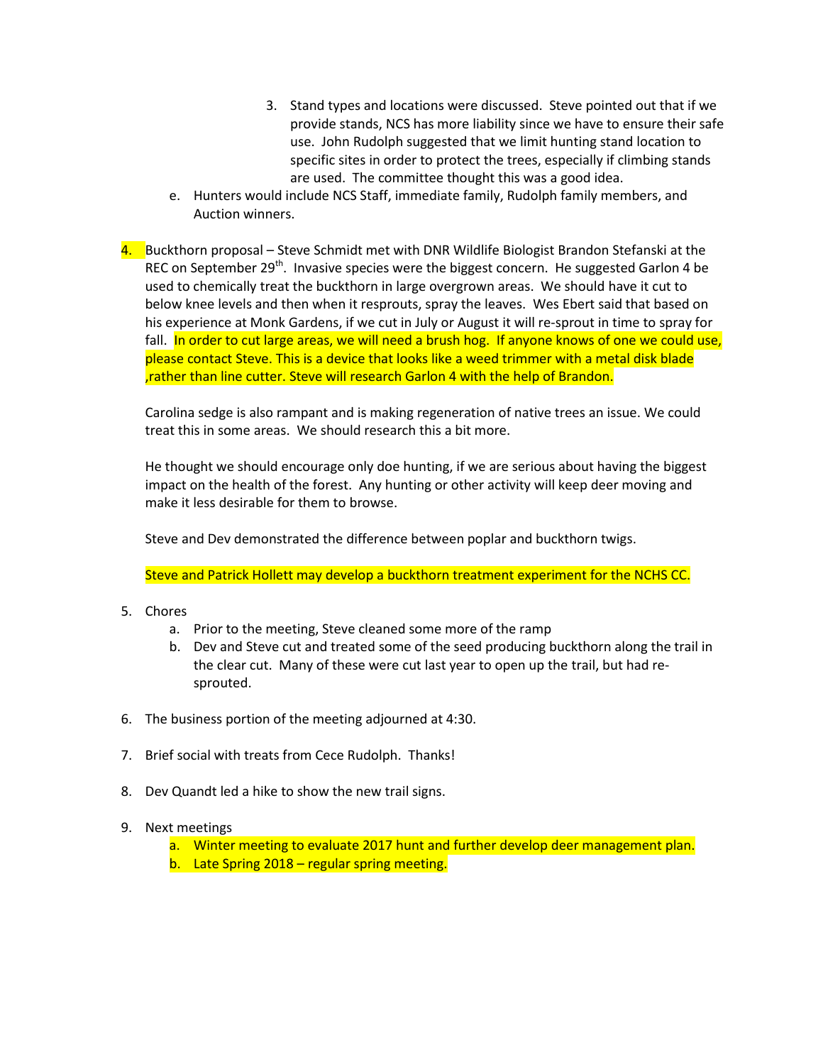3. Stand types and locations were discussed. Steve pointed out that if we provide stands, NCS has more liability since we have to ensure their safe use. John Rudolph suggested that we limit hunting stand location to specific sites in order to protect the trees, especially if climbing stands are used. The committee thought this was a good idea.

e. Hunters would include NCS Staff, immediate family, Rudolph family members, and Auction winners.

4. Buckthorn proposal – Steve Schmidt met with DNR Wildlife Biologist Brandon Stefanski at the REC on September 29th. Invasive species were the biggest concern. He suggested Garlon 4 be used to chemically treat the buckthorn in large overgrown areas. We should have it cut to below knee levels and then when it resprouts, spray the leaves. Wes Ebert said that based on his experience at Monk Gardens, if we cut in July or August it will re-sprout in time to spray for fall. In order to cut large areas, we will need a brush hog. If anyone knows of one we could use, please contact Steve. This is a device that looks like a weed trimmer with a metal disk blade ,rather than line cutter. Steve will research Garlon 4 with the help of Brandon.

   Carolina sedge is also rampant and is making regeneration of native trees an issue. We could treat this in some areas. We should research this a bit more.

   He thought we should encourage only doe hunting, if we are serious about having the biggest impact on the health of the forest. Any hunting or other activity will keep deer moving and make it less desirable for them to browse.

   Steve and Dev demonstrated the difference between poplar and buckthorn twigs.

   Steve and Patrick Hollett may develop a buckthorn treatment experiment for the NCHS CC.

5. Chores
   a. Prior to the meeting, Steve cleaned some more of the ramp
   b. Dev and Steve cut and treated some of the seed producing buckthorn along the trail in the clear cut. Many of these were cut last year to open up the trail, but had re-sprouted.

6. The business portion of the meeting adjourned at 4:30.

7. Brief social with treats from Cece Rudolph. Thanks!

8. Dev Quandt led a hike to show the new trail signs.

9. Next meetings
   a. Winter meeting to evaluate 2017 hunt and further develop deer management plan.
   b. Late Spring 2018 – regular spring meeting.